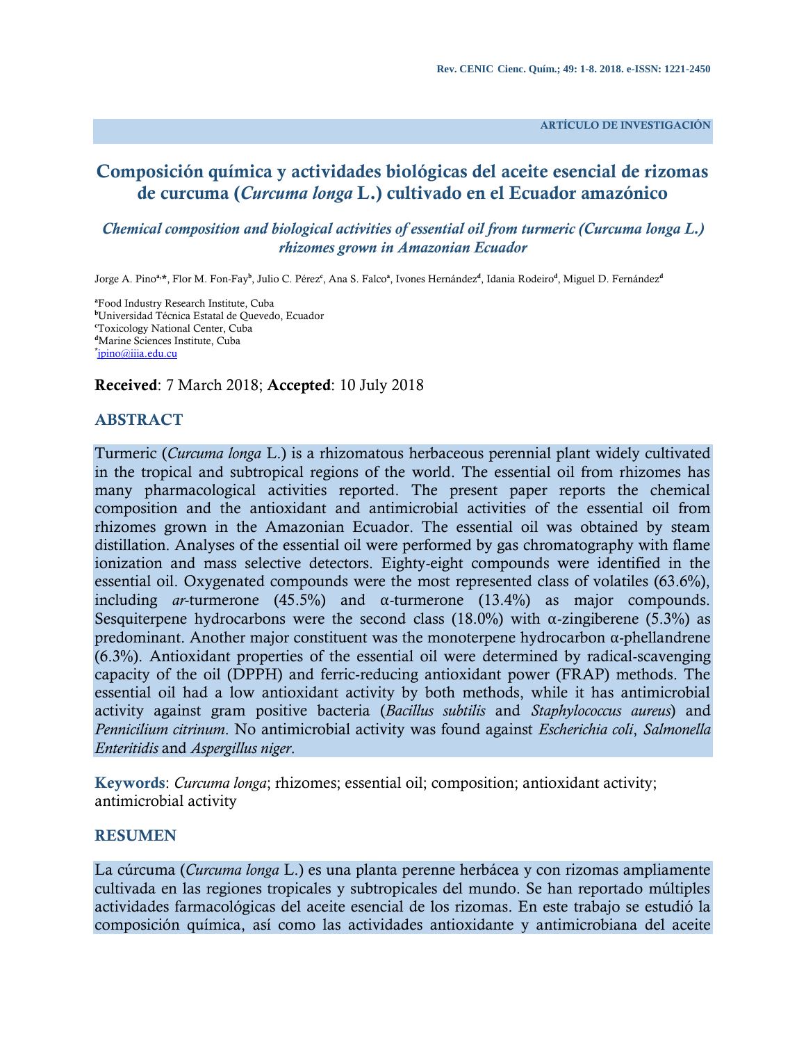ARTÍCULO DE INVESTIGACIÓN

# Composición química y actividades biológicas del aceite esencial de rizomas de curcuma (*Curcuma longa* L.) cultivado en el Ecuador amazónico

## *Chemical composition and biological activities of essential oil from turmeric (Curcuma longa L.) rhizomes grown in Amazonian Ecuador*

Jorge A. Pino[a,*], Flor M. Fon-Fay[b], Julio C. Pérez[c], Ana S. Falco[a], Ivones Hernández[d], Idania Rodeiro[d], Miguel D. Fernández[d]

[a]Food Industry Research Institute, Cuba
[b]Universidad Técnica Estatal de Quevedo, Ecuador
[c]Toxicology National Center, Cuba
[d]Marine Sciences Institute, Cuba
[*]jpino@iiia.edu.cu

**Received**: 7 March 2018; **Accepted**: 10 July 2018

## ABSTRACT

Turmeric (*Curcuma longa* L.) is a rhizomatous herbaceous perennial plant widely cultivated in the tropical and subtropical regions of the world. The essential oil from rhizomes has many pharmacological activities reported. The present paper reports the chemical composition and the antioxidant and antimicrobial activities of the essential oil from rhizomes grown in the Amazonian Ecuador. The essential oil was obtained by steam distillation. Analyses of the essential oil were performed by gas chromatography with flame ionization and mass selective detectors. Eighty-eight compounds were identified in the essential oil. Oxygenated compounds were the most represented class of volatiles (63.6%), including *ar*-turmerone (45.5%) and α-turmerone (13.4%) as major compounds. Sesquiterpene hydrocarbons were the second class (18.0%) with α-zingiberene (5.3%) as predominant. Another major constituent was the monoterpene hydrocarbon α-phellandrene (6.3%). Antioxidant properties of the essential oil were determined by radical-scavenging capacity of the oil (DPPH) and ferric-reducing antioxidant power (FRAP) methods. The essential oil had a low antioxidant activity by both methods, while it has antimicrobial activity against gram positive bacteria (*Bacillus subtilis* and *Staphylococcus aureus*) and *Pennicilium citrinum*. No antimicrobial activity was found against *Escherichia coli*, *Salmonella Enteritidis* and *Aspergillus niger*.

**Keywords**: *Curcuma longa*; rhizomes; essential oil; composition; antioxidant activity; antimicrobial activity

## RESUMEN

La cúrcuma (*Curcuma longa* L.) es una planta perenne herbácea y con rizomas ampliamente cultivada en las regiones tropicales y subtropicales del mundo. Se han reportado múltiples actividades farmacológicas del aceite esencial de los rizomas. En este trabajo se estudió la composición química, así como las actividades antioxidante y antimicrobiana del aceite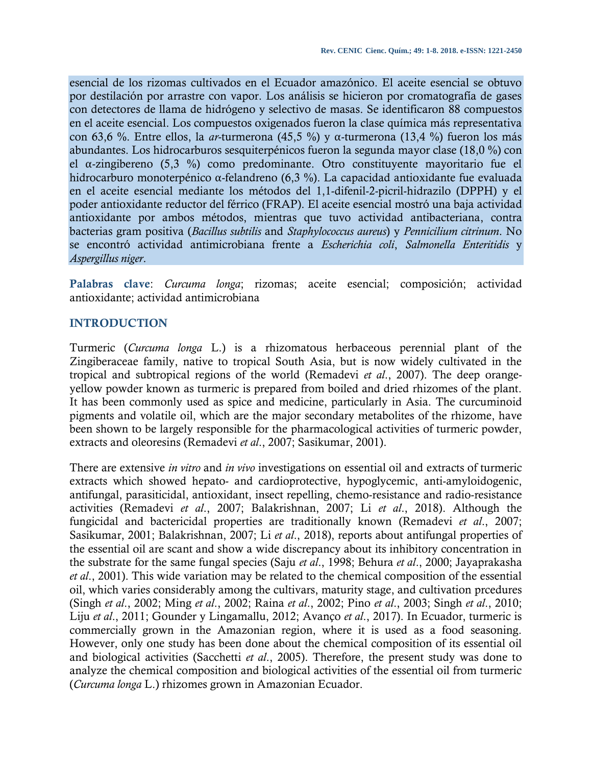esencial de los rizomas cultivados en el Ecuador amazónico. El aceite esencial se obtuvo por destilación por arrastre con vapor. Los análisis se hicieron por cromatografía de gases con detectores de llama de hidrógeno y selectivo de masas. Se identificaron 88 compuestos en el aceite esencial. Los compuestos oxigenados fueron la clase química más representativa con 63,6 %. Entre ellos, la *ar*-turmerona (45,5 %) y α-turmerona (13,4 %) fueron los más abundantes. Los hidrocarburos sesquiterpénicos fueron la segunda mayor clase (18,0 %) con el α-zingibereno (5,3 %) como predominante. Otro constituyente mayoritario fue el hidrocarburo monoterpénico α-felandreno (6,3 %). La capacidad antioxidante fue evaluada en el aceite esencial mediante los métodos del 1,1-difenil-2-picril-hidrazilo (DPPH) y el poder antioxidante reductor del férrico (FRAP). El aceite esencial mostró una baja actividad antioxidante por ambos métodos, mientras que tuvo actividad antibacteriana, contra bacterias gram positiva (*Bacillus subtilis* and *Staphylococcus aureus*) y *Pennicilium citrinum*. No se encontró actividad antimicrobiana frente a *Escherichia coli*, *Salmonella Enteritidis* y *Aspergillus niger*.

**Palabras clave**: *Curcuma longa*; rizomas; aceite esencial; composición; actividad antioxidante; actividad antimicrobiana

## INTRODUCTION

Turmeric (*Curcuma longa* L.) is a rhizomatous herbaceous perennial plant of the Zingiberaceae family, native to tropical South Asia, but is now widely cultivated in the tropical and subtropical regions of the world (Remadevi *et al*., 2007). The deep orange-yellow powder known as turmeric is prepared from boiled and dried rhizomes of the plant. It has been commonly used as spice and medicine, particularly in Asia. The curcuminoid pigments and volatile oil, which are the major secondary metabolites of the rhizome, have been shown to be largely responsible for the pharmacological activities of turmeric powder, extracts and oleoresins (Remadevi *et al*., 2007; Sasikumar, 2001).

There are extensive *in vitro* and *in vivo* investigations on essential oil and extracts of turmeric extracts which showed hepato- and cardioprotective, hypoglycemic, anti-amyloidogenic, antifungal, parasiticidal, antioxidant, insect repelling, chemo-resistance and radio-resistance activities (Remadevi *et al*., 2007; Balakrishnan, 2007; Li *et al*., 2018). Although the fungicidal and bactericidal properties are traditionally known (Remadevi *et al*., 2007; Sasikumar, 2001; Balakrishnan, 2007; Li *et al*., 2018), reports about antifungal properties of the essential oil are scant and show a wide discrepancy about its inhibitory concentration in the substrate for the same fungal species (Saju *et al*., 1998; Behura *et al*., 2000; Jayaprakasha *et al*., 2001). This wide variation may be related to the chemical composition of the essential oil, which varies considerably among the cultivars, maturity stage, and cultivation prcedures (Singh *et al*., 2002; Ming *et al*., 2002; Raina *et al*., 2002; Pino *et al*., 2003; Singh *et al*., 2010; Liju *et al*., 2011; Gounder y Lingamallu, 2012; Avanço *et al*., 2017). In Ecuador, turmeric is commercially grown in the Amazonian region, where it is used as a food seasoning. However, only one study has been done about the chemical composition of its essential oil and biological activities (Sacchetti *et al*., 2005). Therefore, the present study was done to analyze the chemical composition and biological activities of the essential oil from turmeric (*Curcuma longa* L.) rhizomes grown in Amazonian Ecuador.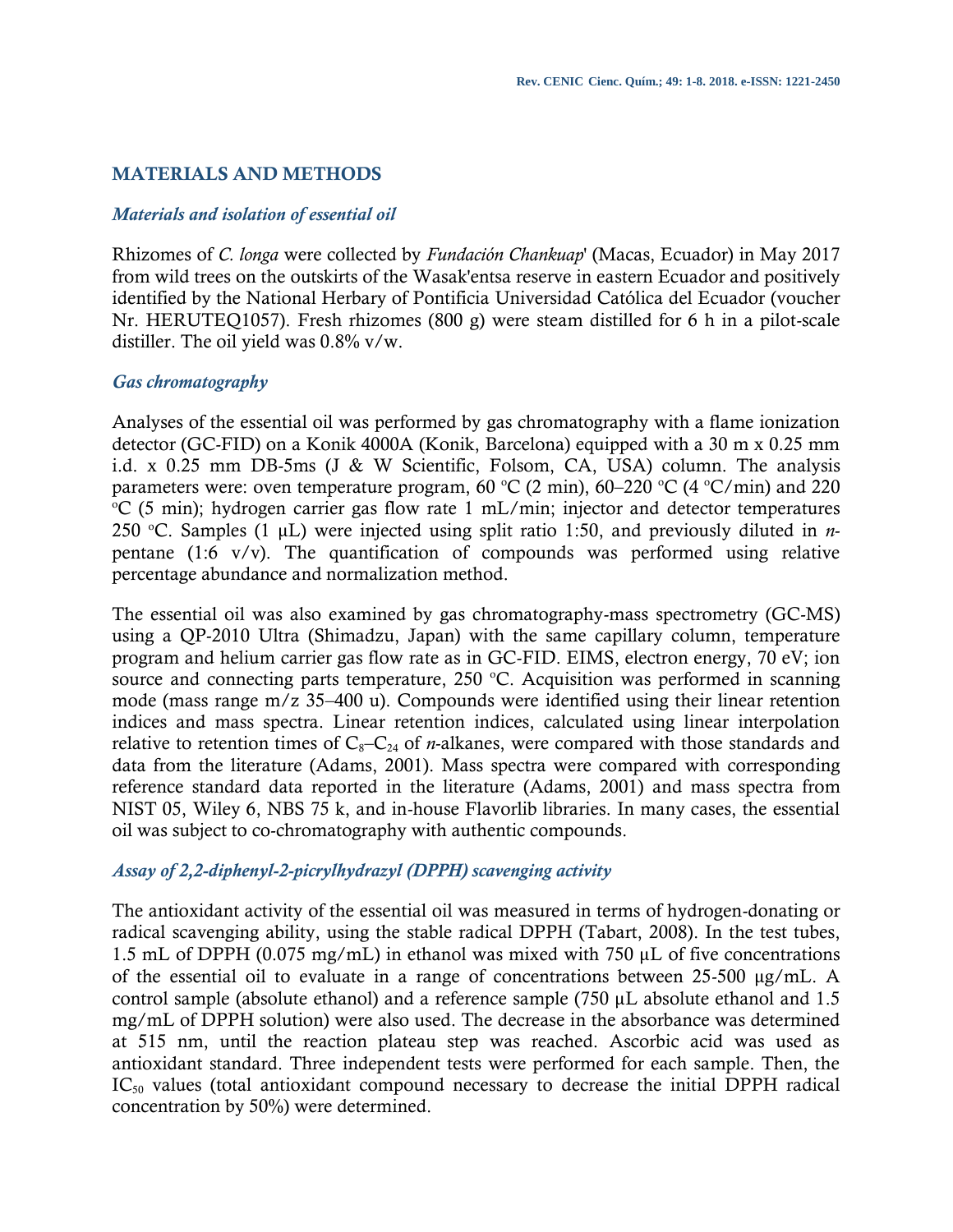## MATERIALS AND METHODS

### *Materials and isolation of essential oil*

Rhizomes of *C. longa* were collected by *Fundación Chankuap*' (Macas, Ecuador) in May 2017 from wild trees on the outskirts of the Wasak'entsa reserve in eastern Ecuador and positively identified by the National Herbary of Pontificia Universidad Católica del Ecuador (voucher Nr. HERUTEQ1057). Fresh rhizomes (800 g) were steam distilled for 6 h in a pilot-scale distiller. The oil yield was 0.8% v/w.

### *Gas chromatography*

Analyses of the essential oil was performed by gas chromatography with a flame ionization detector (GC-FID) on a Konik 4000A (Konik, Barcelona) equipped with a 30 m x 0.25 mm i.d. x 0.25 mm DB-5ms (J & W Scientific, Folsom, CA, USA) column. The analysis parameters were: oven temperature program, 60 ºC (2 min), 60–220 ºC (4 ºC/min) and 220 ºC (5 min); hydrogen carrier gas flow rate 1 mL/min; injector and detector temperatures 250 ºC. Samples (1 µL) were injected using split ratio 1:50, and previously diluted in *n*-pentane (1:6 v/v). The quantification of compounds was performed using relative percentage abundance and normalization method.

The essential oil was also examined by gas chromatography-mass spectrometry (GC-MS) using a QP-2010 Ultra (Shimadzu, Japan) with the same capillary column, temperature program and helium carrier gas flow rate as in GC-FID. EIMS, electron energy, 70 eV; ion source and connecting parts temperature, 250 ºC. Acquisition was performed in scanning mode (mass range m/z 35–400 u). Compounds were identified using their linear retention indices and mass spectra. Linear retention indices, calculated using linear interpolation relative to retention times of $C_8$–$C_{24}$ of *n*-alkanes, were compared with those standards and data from the literature (Adams, 2001). Mass spectra were compared with corresponding reference standard data reported in the literature (Adams, 2001) and mass spectra from NIST 05, Wiley 6, NBS 75 k, and in-house Flavorlib libraries. In many cases, the essential oil was subject to co-chromatography with authentic compounds.

### *Assay of 2,2-diphenyl-2-picrylhydrazyl (DPPH) scavenging activity*

The antioxidant activity of the essential oil was measured in terms of hydrogen-donating or radical scavenging ability, using the stable radical DPPH (Tabart, 2008). In the test tubes, 1.5 mL of DPPH (0.075 mg/mL) in ethanol was mixed with 750 µL of five concentrations of the essential oil to evaluate in a range of concentrations between 25-500 µg/mL. A control sample (absolute ethanol) and a reference sample (750 µL absolute ethanol and 1.5 mg/mL of DPPH solution) were also used. The decrease in the absorbance was determined at 515 nm, until the reaction plateau step was reached. Ascorbic acid was used as antioxidant standard. Three independent tests were performed for each sample. Then, the $IC_{50}$ values (total antioxidant compound necessary to decrease the initial DPPH radical concentration by 50%) were determined.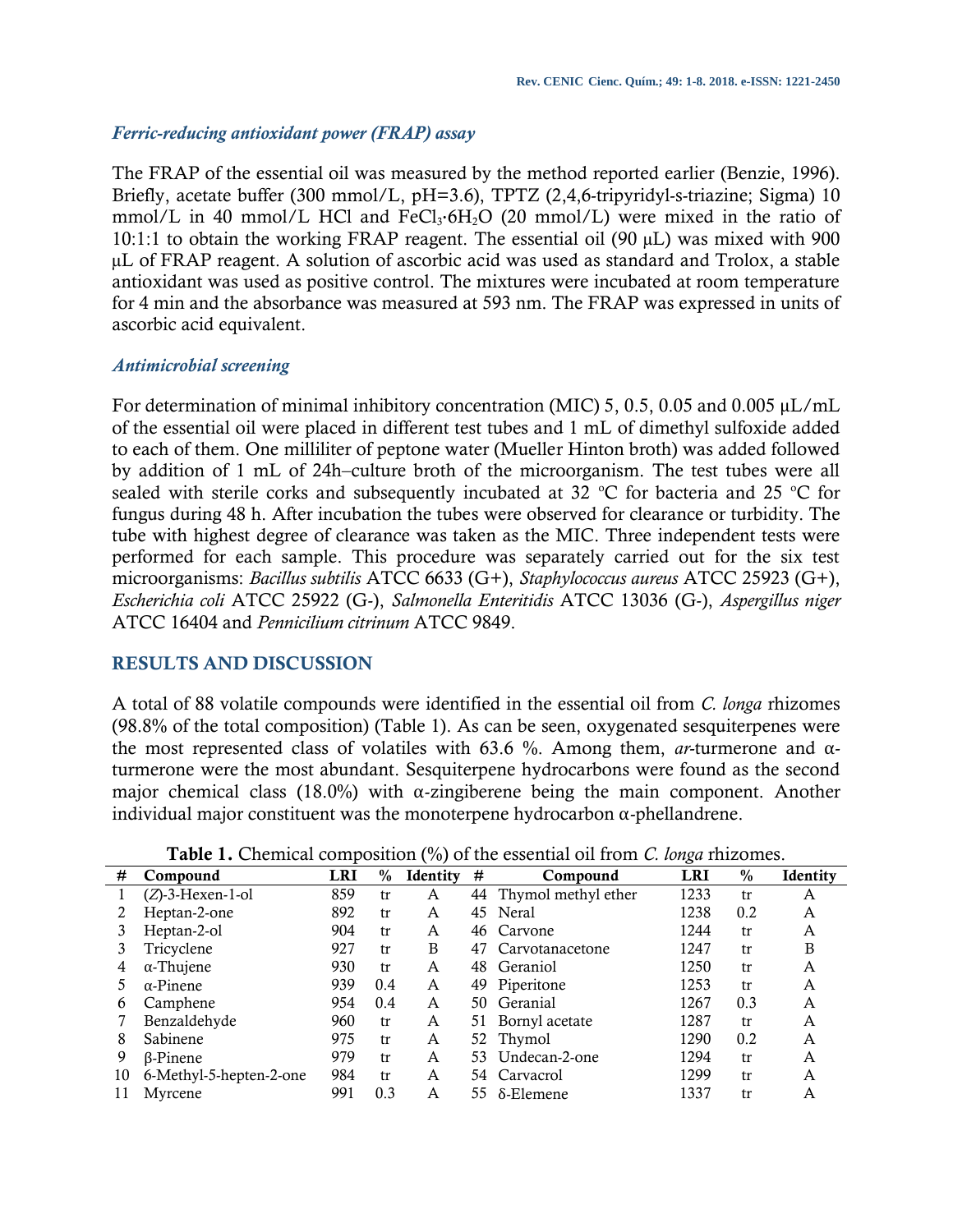### *Ferric-reducing antioxidant power (FRAP) assay*

The FRAP of the essential oil was measured by the method reported earlier (Benzie, 1996). Briefly, acetate buffer (300 mmol/L, pH=3.6), TPTZ (2,4,6-tripyridyl-s-triazine; Sigma) 10 mmol/L in 40 mmol/L HCl and $FeCl_3{\cdot}6H_2O$ (20 mmol/L) were mixed in the ratio of 10:1:1 to obtain the working FRAP reagent. The essential oil (90 µL) was mixed with 900 µL of FRAP reagent. A solution of ascorbic acid was used as standard and Trolox, a stable antioxidant was used as positive control. The mixtures were incubated at room temperature for 4 min and the absorbance was measured at 593 nm. The FRAP was expressed in units of ascorbic acid equivalent.

### *Antimicrobial screening*

For determination of minimal inhibitory concentration (MIC) 5, 0.5, 0.05 and 0.005 µL/mL of the essential oil were placed in different test tubes and 1 mL of dimethyl sulfoxide added to each of them. One milliliter of peptone water (Mueller Hinton broth) was added followed by addition of 1 mL of 24h–culture broth of the microorganism. The test tubes were all sealed with sterile corks and subsequently incubated at 32 ºC for bacteria and 25 ºC for fungus during 48 h. After incubation the tubes were observed for clearance or turbidity. The tube with highest degree of clearance was taken as the MIC. Three independent tests were performed for each sample. This procedure was separately carried out for the six test microorganisms: *Bacillus subtilis* ATCC 6633 (G+), *Staphylococcus aureus* ATCC 25923 (G+), *Escherichia coli* ATCC 25922 (G-), *Salmonella Enteritidis* ATCC 13036 (G-), *Aspergillus niger* ATCC 16404 and *Pennicilium citrinum* ATCC 9849.

## RESULTS AND DISCUSSION

A total of 88 volatile compounds were identified in the essential oil from *C. longa* rhizomes (98.8% of the total composition) (Table 1). As can be seen, oxygenated sesquiterpenes were the most represented class of volatiles with 63.6 %. Among them, *ar*-turmerone and α-turmerone were the most abundant. Sesquiterpene hydrocarbons were found as the second major chemical class (18.0%) with α-zingiberene being the main component. Another individual major constituent was the monoterpene hydrocarbon α-phellandrene.

**Table 1.** Chemical composition (%) of the essential oil from *C. longa* rhizomes.

| # | Compound | LRI | % | Identity | # | Compound | LRI | % | Identity |
|---|---|---|---|---|---|---|---|---|---|
| 1 | (*Z*)-3-Hexen-1-ol | 859 | tr | A | 44 | Thymol methyl ether | 1233 | tr | A |
| 2 | Heptan-2-one | 892 | tr | A | 45 | Neral | 1238 | 0.2 | A |
| 3 | Heptan-2-ol | 904 | tr | A | 46 | Carvone | 1244 | tr | A |
| 3 | Tricyclene | 927 | tr | B | 47 | Carvotanacetone | 1247 | tr | B |
| 4 | α-Thujene | 930 | tr | A | 48 | Geraniol | 1250 | tr | A |
| 5 | α-Pinene | 939 | 0.4 | A | 49 | Piperitone | 1253 | tr | A |
| 6 | Camphene | 954 | 0.4 | A | 50 | Geranial | 1267 | 0.3 | A |
| 7 | Benzaldehyde | 960 | tr | A | 51 | Bornyl acetate | 1287 | tr | A |
| 8 | Sabinene | 975 | tr | A | 52 | Thymol | 1290 | 0.2 | A |
| 9 | β-Pinene | 979 | tr | A | 53 | Undecan-2-one | 1294 | tr | A |
| 10 | 6-Methyl-5-hepten-2-one | 984 | tr | A | 54 | Carvacrol | 1299 | tr | A |
| 11 | Myrcene | 991 | 0.3 | A | 55 | δ-Elemene | 1337 | tr | A |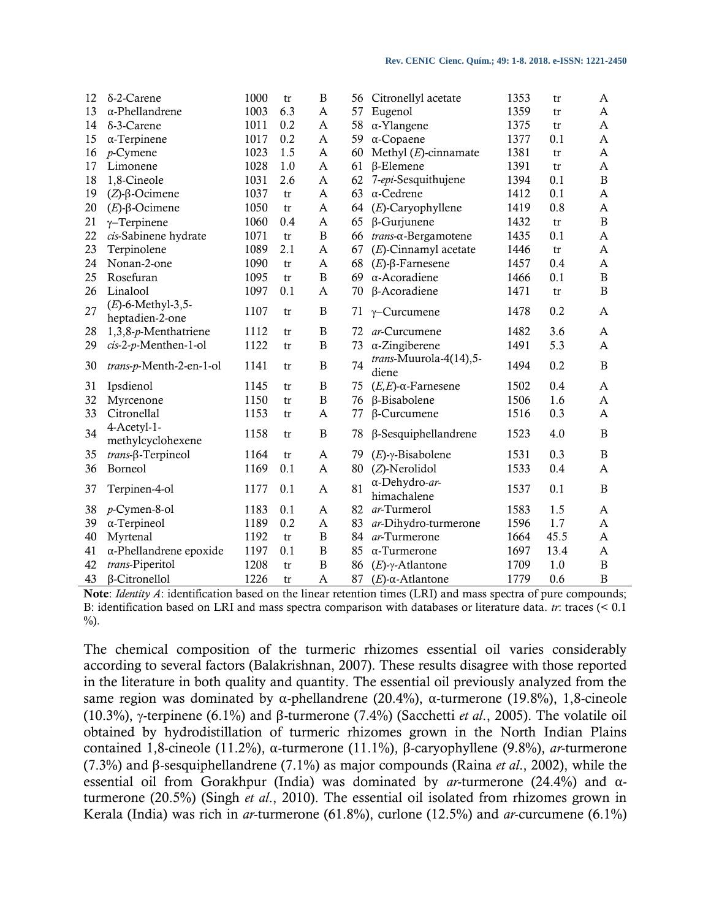| No. | Compound | LRI | % | Identity | No. | Compound | LRI | % | Identity |
|---|---|---|---|---|---|---|---|---|---|
| 12 | δ-2-Carene | 1000 | tr | B | 56 | Citronellyl acetate | 1353 | tr | A |
| 13 | α-Phellandrene | 1003 | 6.3 | A | 57 | Eugenol | 1359 | tr | A |
| 14 | δ-3-Carene | 1011 | 0.2 | A | 58 | α-Ylangene | 1375 | tr | A |
| 15 | α-Terpinene | 1017 | 0.2 | A | 59 | α-Copaene | 1377 | 0.1 | A |
| 16 | *p*-Cymene | 1023 | 1.5 | A | 60 | Methyl (*E*)-cinnamate | 1381 | tr | A |
| 17 | Limonene | 1028 | 1.0 | A | 61 | β-Elemene | 1391 | tr | A |
| 18 | 1,8-Cineole | 1031 | 2.6 | A | 62 | 7-*epi*-Sesquithujene | 1394 | 0.1 | B |
| 19 | (*Z*)-β-Ocimene | 1037 | tr | A | 63 | α-Cedrene | 1412 | 0.1 | A |
| 20 | (*E*)-β-Ocimene | 1050 | tr | A | 64 | (*E*)-Caryophyllene | 1419 | 0.8 | A |
| 21 | γ–Terpinene | 1060 | 0.4 | A | 65 | β-Gurjunene | 1432 | tr | B |
| 22 | *cis*-Sabinene hydrate | 1071 | tr | B | 66 | *trans*-α-Bergamotene | 1435 | 0.1 | A |
| 23 | Terpinolene | 1089 | 2.1 | A | 67 | (*E*)-Cinnamyl acetate | 1446 | tr | A |
| 24 | Nonan-2-one | 1090 | tr | A | 68 | (*E*)-β-Farnesene | 1457 | 0.4 | A |
| 25 | Rosefuran | 1095 | tr | B | 69 | α-Acoradiene | 1466 | 0.1 | B |
| 26 | Linalool | 1097 | 0.1 | A | 70 | β-Acoradiene | 1471 | tr | B |
| 27 | (*E*)-6-Methyl-3,5-heptadien-2-one | 1107 | tr | B | 71 | γ–Curcumene | 1478 | 0.2 | A |
| 28 | 1,3,8-*p*-Menthatriene | 1112 | tr | B | 72 | *ar*-Curcumene | 1482 | 3.6 | A |
| 29 | *cis*-2-*p*-Menthen-1-ol | 1122 | tr | B | 73 | α-Zingiberene | 1491 | 5.3 | A |
| 30 | *trans*-*p*-Menth-2-en-1-ol | 1141 | tr | B | 74 | *trans*-Muurola-4(14),5-diene | 1494 | 0.2 | B |
| 31 | Ipsdienol | 1145 | tr | B | 75 | (*E,E*)-α-Farnesene | 1502 | 0.4 | A |
| 32 | Myrcenone | 1150 | tr | B | 76 | β-Bisabolene | 1506 | 1.6 | A |
| 33 | Citronellal | 1153 | tr | A | 77 | β-Curcumene | 1516 | 0.3 | A |
| 34 | 4-Acetyl-1-methylcyclohexene | 1158 | tr | B | 78 | β-Sesquiphellandrene | 1523 | 4.0 | B |
| 35 | *trans*-β-Terpineol | 1164 | tr | A | 79 | (*E*)-γ-Bisabolene | 1531 | 0.3 | B |
| 36 | Borneol | 1169 | 0.1 | A | 80 | (*Z*)-Nerolidol | 1533 | 0.4 | A |
| 37 | Terpinen-4-ol | 1177 | 0.1 | A | 81 | α-Dehydro-*ar*-himachalene | 1537 | 0.1 | B |
| 38 | *p*-Cymen-8-ol | 1183 | 0.1 | A | 82 | *ar*-Turmerol | 1583 | 1.5 | A |
| 39 | α-Terpineol | 1189 | 0.2 | A | 83 | *ar*-Dihydro-turmerone | 1596 | 1.7 | A |
| 40 | Myrtenal | 1192 | tr | B | 84 | *ar*-Turmerone | 1664 | 45.5 | A |
| 41 | α-Phellandrene epoxide | 1197 | 0.1 | B | 85 | α-Turmerone | 1697 | 13.4 | A |
| 42 | *trans*-Piperitol | 1208 | tr | B | 86 | (*E*)-γ-Atlantone | 1709 | 1.0 | B |
| 43 | β-Citronellol | 1226 | tr | A | 87 | (*E*)-α-Atlantone | 1779 | 0.6 | B |

**Note**: *Identity A*: identification based on the linear retention times (LRI) and mass spectra of pure compounds; B: identification based on LRI and mass spectra comparison with databases or literature data. *tr*: traces (< 0.1 %).

The chemical composition of the turmeric rhizomes essential oil varies considerably according to several factors (Balakrishnan, 2007). These results disagree with those reported in the literature in both quality and quantity. The essential oil previously analyzed from the same region was dominated by α-phellandrene (20.4%), α-turmerone (19.8%), 1,8-cineole (10.3%), γ-terpinene (6.1%) and β-turmerone (7.4%) (Sacchetti *et al.*, 2005). The volatile oil obtained by hydrodistillation of turmeric rhizomes grown in the North Indian Plains contained 1,8-cineole (11.2%), α-turmerone (11.1%), β-caryophyllene (9.8%), *ar*-turmerone (7.3%) and β-sesquiphellandrene (7.1%) as major compounds (Raina *et al.*, 2002), while the essential oil from Gorakhpur (India) was dominated by *ar*-turmerone (24.4%) and α-turmerone (20.5%) (Singh *et al.*, 2010). The essential oil isolated from rhizomes grown in Kerala (India) was rich in *ar*-turmerone (61.8%), curlone (12.5%) and *ar*-curcumene (6.1%)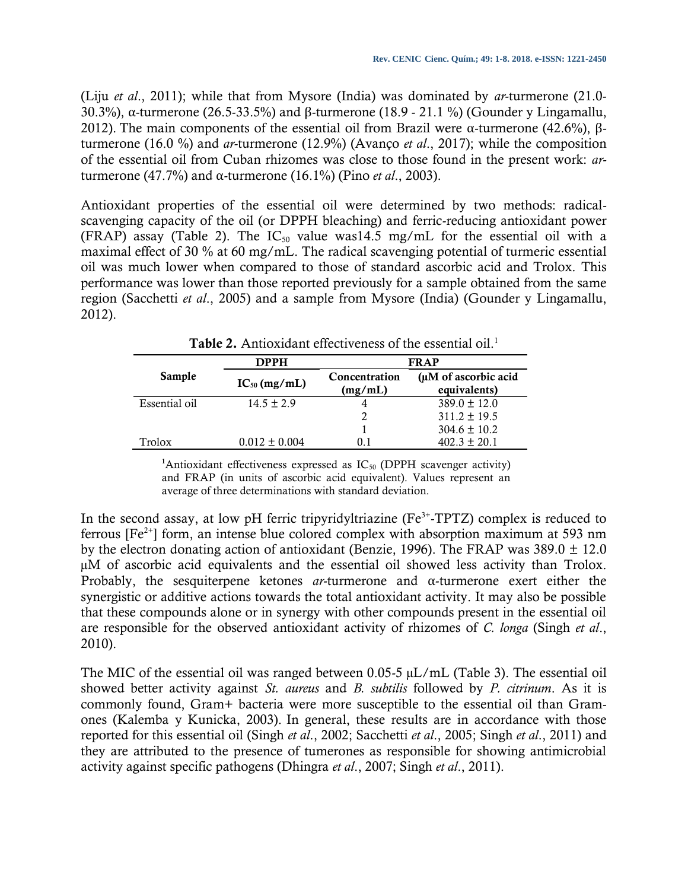(Liju *et al*., 2011); while that from Mysore (India) was dominated by *ar*-turmerone (21.0-30.3%), α-turmerone (26.5-33.5%) and β-turmerone (18.9 - 21.1 %) (Gounder y Lingamallu, 2012). The main components of the essential oil from Brazil were α-turmerone (42.6%), β-turmerone (16.0 %) and *ar*-turmerone (12.9%) (Avanço *et al*., 2017); while the composition of the essential oil from Cuban rhizomes was close to those found in the present work: *ar*-turmerone (47.7%) and α-turmerone (16.1%) (Pino *et al*., 2003).

Antioxidant properties of the essential oil were determined by two methods: radical-scavenging capacity of the oil (or DPPH bleaching) and ferric-reducing antioxidant power (FRAP) assay (Table 2). The $IC_{50}$ value was14.5 mg/mL for the essential oil with a maximal effect of 30 % at 60 mg/mL. The radical scavenging potential of turmeric essential oil was much lower when compared to those of standard ascorbic acid and Trolox. This performance was lower than those reported previously for a sample obtained from the same region (Sacchetti *et al*., 2005) and a sample from Mysore (India) (Gounder y Lingamallu, 2012).

**Table 2.** Antioxidant effectiveness of the essential oil.[1]

| Sample | DPPH | FRAP | |
|---|---|---|---|
| | $IC_{50}$ (mg/mL) | Concentration (mg/mL) | (μM of ascorbic acid equivalents) |
| Essential oil | 14.5 ± 2.9 | 4 | 389.0 ± 12.0 |
| | | 2 | 311.2 ± 19.5 |
| | | 1 | 304.6 ± 10.2 |
| Trolox | 0.012 ± 0.004 | 0.1 | 402.3 ± 20.1 |

[1]Antioxidant effectiveness expressed as $IC_{50}$ (DPPH scavenger activity) and FRAP (in units of ascorbic acid equivalent). Values represent an average of three determinations with standard deviation.

In the second assay, at low pH ferric tripyridyltriazine ($Fe^{3+}$-TPTZ) complex is reduced to ferrous [$Fe^{2+}$] form, an intense blue colored complex with absorption maximum at 593 nm by the electron donating action of antioxidant (Benzie, 1996). The FRAP was 389.0 ± 12.0 μM of ascorbic acid equivalents and the essential oil showed less activity than Trolox. Probably, the sesquiterpene ketones *ar*-turmerone and α-turmerone exert either the synergistic or additive actions towards the total antioxidant activity. It may also be possible that these compounds alone or in synergy with other compounds present in the essential oil are responsible for the observed antioxidant activity of rhizomes of *C. longa* (Singh *et al*., 2010).

The MIC of the essential oil was ranged between 0.05-5 μL/mL (Table 3). The essential oil showed better activity against *St. aureus* and *B. subtilis* followed by *P. citrinum*. As it is commonly found, Gram+ bacteria were more susceptible to the essential oil than Gram-ones (Kalemba y Kunicka, 2003). In general, these results are in accordance with those reported for this essential oil (Singh *et al*., 2002; Sacchetti *et al*., 2005; Singh *et al*., 2011) and they are attributed to the presence of tumerones as responsible for showing antimicrobial activity against specific pathogens (Dhingra *et al*., 2007; Singh *et al*., 2011).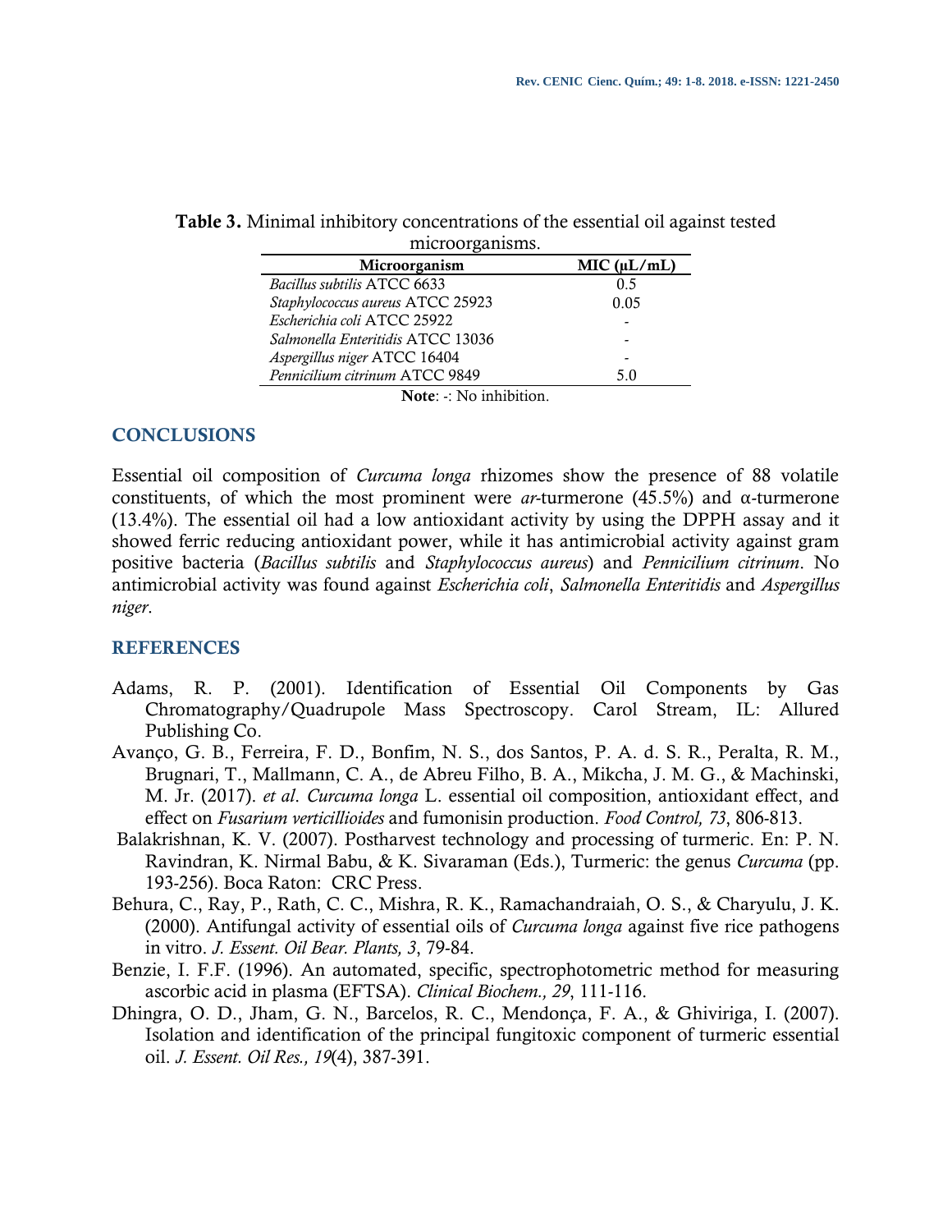**Table 3.** Minimal inhibitory concentrations of the essential oil against tested microorganisms.

| Microorganism | MIC (µL/mL) |
|---|---|
| *Bacillus subtilis* ATCC 6633 | 0.5 |
| *Staphylococcus aureus* ATCC 25923 | 0.05 |
| *Escherichia coli* ATCC 25922 | - |
| *Salmonella Enteritidis* ATCC 13036 | - |
| *Aspergillus niger* ATCC 16404 | - |
| *Pennicilium citrinum* ATCC 9849 | 5.0 |

**Note**: -: No inhibition.

## CONCLUSIONS

Essential oil composition of *Curcuma longa* rhizomes show the presence of 88 volatile constituents, of which the most prominent were *ar*-turmerone (45.5%) and α-turmerone (13.4%). The essential oil had a low antioxidant activity by using the DPPH assay and it showed ferric reducing antioxidant power, while it has antimicrobial activity against gram positive bacteria (*Bacillus subtilis* and *Staphylococcus aureus*) and *Pennicilium citrinum*. No antimicrobial activity was found against *Escherichia coli*, *Salmonella Enteritidis* and *Aspergillus niger*.

## REFERENCES

Adams, R. P. (2001). Identification of Essential Oil Components by Gas Chromatography/Quadrupole Mass Spectroscopy. Carol Stream, IL: Allured Publishing Co.

Avanço, G. B., Ferreira, F. D., Bonfim, N. S., dos Santos, P. A. d. S. R., Peralta, R. M., Brugnari, T., Mallmann, C. A., de Abreu Filho, B. A., Mikcha, J. M. G., & Machinski, M. Jr. (2017). *et al*. *Curcuma longa* L. essential oil composition, antioxidant effect, and effect on *Fusarium verticillioides* and fumonisin production. *Food Control, 73*, 806-813.

Balakrishnan, K. V. (2007). Postharvest technology and processing of turmeric. En: P. N. Ravindran, K. Nirmal Babu, & K. Sivaraman (Eds.), Turmeric: the genus *Curcuma* (pp. 193-256). Boca Raton: CRC Press.

Behura, C., Ray, P., Rath, C. C., Mishra, R. K., Ramachandraiah, O. S., & Charyulu, J. K. (2000). Antifungal activity of essential oils of *Curcuma longa* against five rice pathogens in vitro. *J. Essent. Oil Bear. Plants, 3*, 79-84.

Benzie, I. F.F. (1996). An automated, specific, spectrophotometric method for measuring ascorbic acid in plasma (EFTSA). *Clinical Biochem., 29*, 111-116.

Dhingra, O. D., Jham, G. N., Barcelos, R. C., Mendonça, F. A., & Ghiviriga, I. (2007). Isolation and identification of the principal fungitoxic component of turmeric essential oil. *J. Essent. Oil Res., 19*(4), 387-391.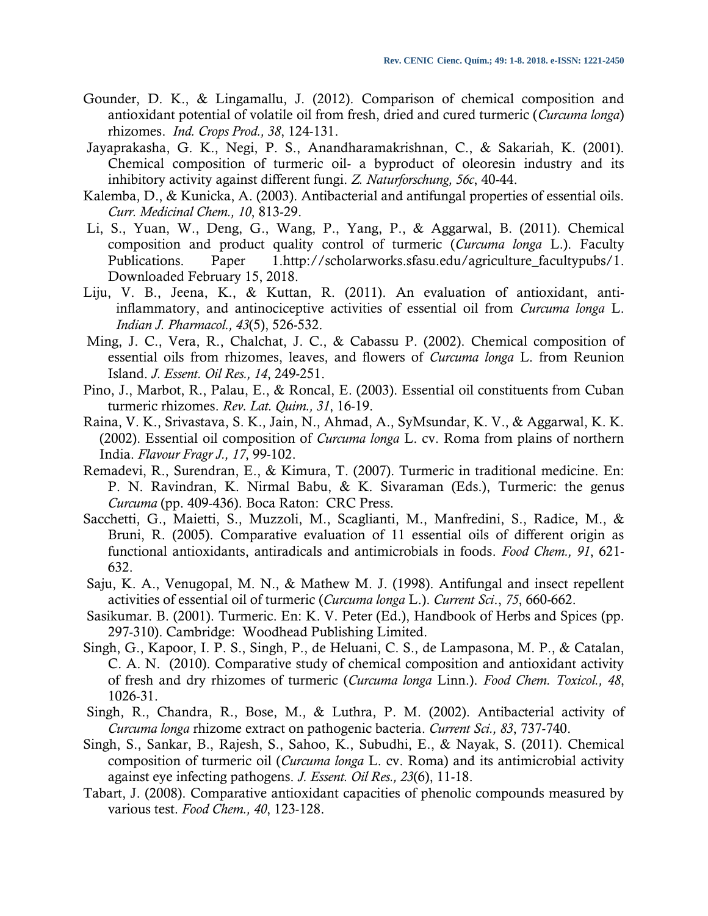Gounder, D. K., & Lingamallu, J. (2012). Comparison of chemical composition and antioxidant potential of volatile oil from fresh, dried and cured turmeric (*Curcuma longa*) rhizomes. *Ind. Crops Prod., 38*, 124-131.

Jayaprakasha, G. K., Negi, P. S., Anandharamakrishnan, C., & Sakariah, K. (2001). Chemical composition of turmeric oil- a byproduct of oleoresin industry and its inhibitory activity against different fungi. *Z. Naturforschung, 56c*, 40-44.

Kalemba, D., & Kunicka, A. (2003). Antibacterial and antifungal properties of essential oils. *Curr. Medicinal Chem., 10*, 813-29.

Li, S., Yuan, W., Deng, G., Wang, P., Yang, P., & Aggarwal, B. (2011). Chemical composition and product quality control of turmeric (*Curcuma longa* L.). Faculty Publications. Paper 1.http://scholarworks.sfasu.edu/agriculture_facultypubs/1. Downloaded February 15, 2018.

Liju, V. B., Jeena, K., & Kuttan, R. (2011). An evaluation of antioxidant, anti-inflammatory, and antinociceptive activities of essential oil from *Curcuma longa* L. *Indian J. Pharmacol., 43*(5), 526-532.

Ming, J. C., Vera, R., Chalchat, J. C., & Cabassu P. (2002). Chemical composition of essential oils from rhizomes, leaves, and flowers of *Curcuma longa* L. from Reunion Island. *J. Essent. Oil Res., 14*, 249-251.

Pino, J., Marbot, R., Palau, E., & Roncal, E. (2003). Essential oil constituents from Cuban turmeric rhizomes. *Rev. Lat. Quim., 31*, 16-19.

Raina, V. K., Srivastava, S. K., Jain, N., Ahmad, A., SyMsundar, K. V., & Aggarwal, K. K. (2002). Essential oil composition of *Curcuma longa* L. cv. Roma from plains of northern India. *Flavour Fragr J., 17*, 99-102.

Remadevi, R., Surendran, E., & Kimura, T. (2007). Turmeric in traditional medicine. En: P. N. Ravindran, K. Nirmal Babu, & K. Sivaraman (Eds.), Turmeric: the genus *Curcuma* (pp. 409-436). Boca Raton: CRC Press.

Sacchetti, G., Maietti, S., Muzzoli, M., Scaglianti, M., Manfredini, S., Radice, M., & Bruni, R. (2005). Comparative evaluation of 11 essential oils of different origin as functional antioxidants, antiradicals and antimicrobials in foods. *Food Chem., 91*, 621-632.

Saju, K. A., Venugopal, M. N., & Mathew M. J. (1998). Antifungal and insect repellent activities of essential oil of turmeric (*Curcuma longa* L.). *Current Sci*., *75*, 660-662.

Sasikumar. B. (2001). Turmeric. En: K. V. Peter (Ed.), Handbook of Herbs and Spices (pp. 297-310). Cambridge: Woodhead Publishing Limited.

Singh, G., Kapoor, I. P. S., Singh, P., de Heluani, C. S., de Lampasona, M. P., & Catalan, C. A. N. (2010). Comparative study of chemical composition and antioxidant activity of fresh and dry rhizomes of turmeric (*Curcuma longa* Linn.). *Food Chem. Toxicol., 48*, 1026-31.

Singh, R., Chandra, R., Bose, M., & Luthra, P. M. (2002). Antibacterial activity of *Curcuma longa* rhizome extract on pathogenic bacteria. *Current Sci., 83*, 737-740.

Singh, S., Sankar, B., Rajesh, S., Sahoo, K., Subudhi, E., & Nayak, S. (2011). Chemical composition of turmeric oil (*Curcuma longa* L. cv. Roma) and its antimicrobial activity against eye infecting pathogens. *J. Essent. Oil Res., 23*(6), 11-18.

Tabart, J. (2008). Comparative antioxidant capacities of phenolic compounds measured by various test. *Food Chem., 40*, 123-128.